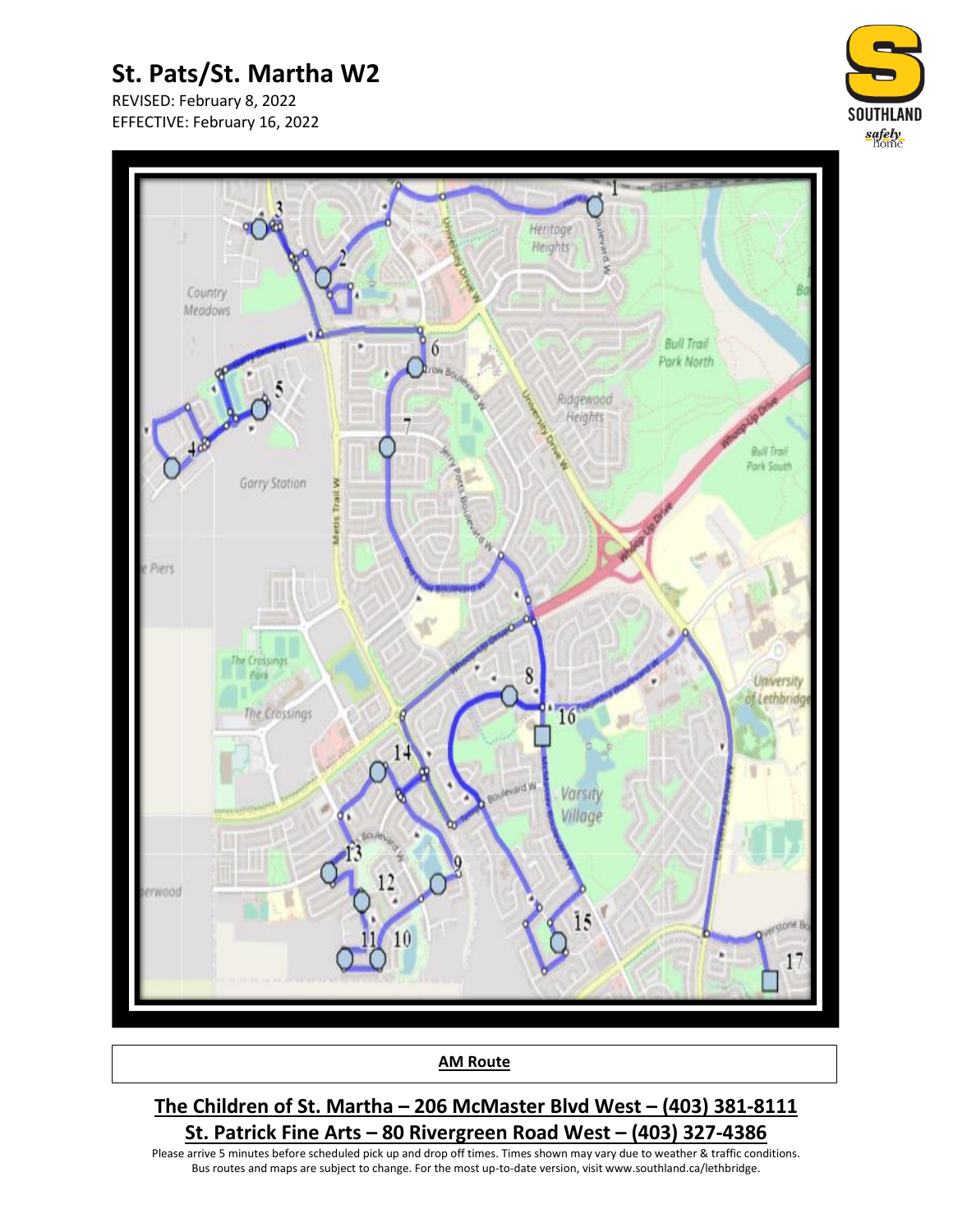# St. Pats/St. Martha W2

REVISED: February 8, 2022
EFFECTIVE: February 16, 2022

**AM Route**

## The Children of St. Martha – 206 McMaster Blvd West – (403) 381-8111

## St. Patrick Fine Arts – 80 Rivergreen Road West – (403) 327-4386

Please arrive 5 minutes before scheduled pick up and drop off times. Times shown may vary due to weather & traffic conditions.
Bus routes and maps are subject to change. For the most up-to-date version, visit www.southland.ca/lethbridge.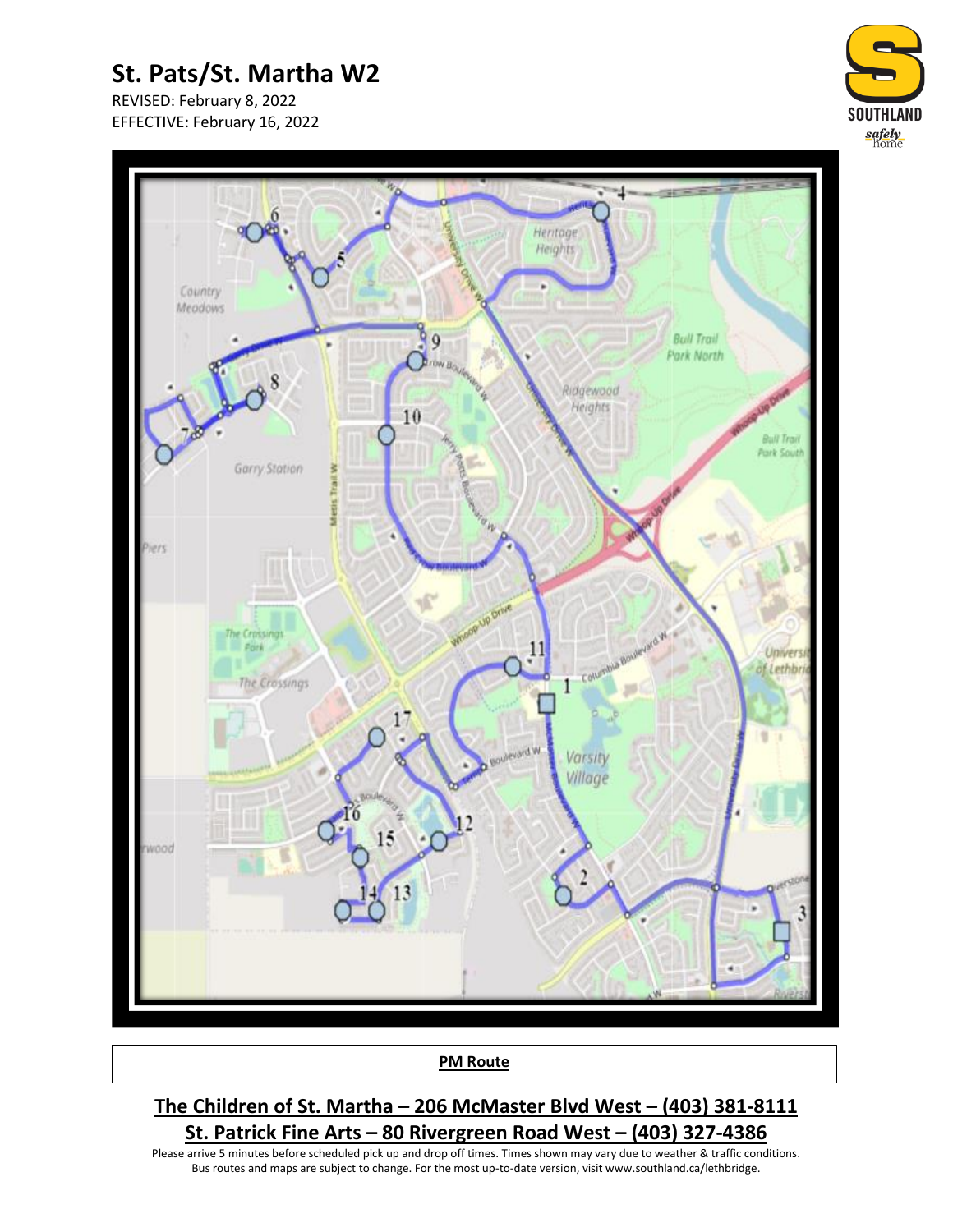# St. Pats/St. Martha W2

REVISED: February 8, 2022
EFFECTIVE: February 16, 2022

**PM Route**

## The Children of St. Martha – 206 McMaster Blvd West – (403) 381-8111

## St. Patrick Fine Arts – 80 Rivergreen Road West – (403) 327-4386

Please arrive 5 minutes before scheduled pick up and drop off times. Times shown may vary due to weather & traffic conditions.
Bus routes and maps are subject to change. For the most up-to-date version, visit www.southland.ca/lethbridge.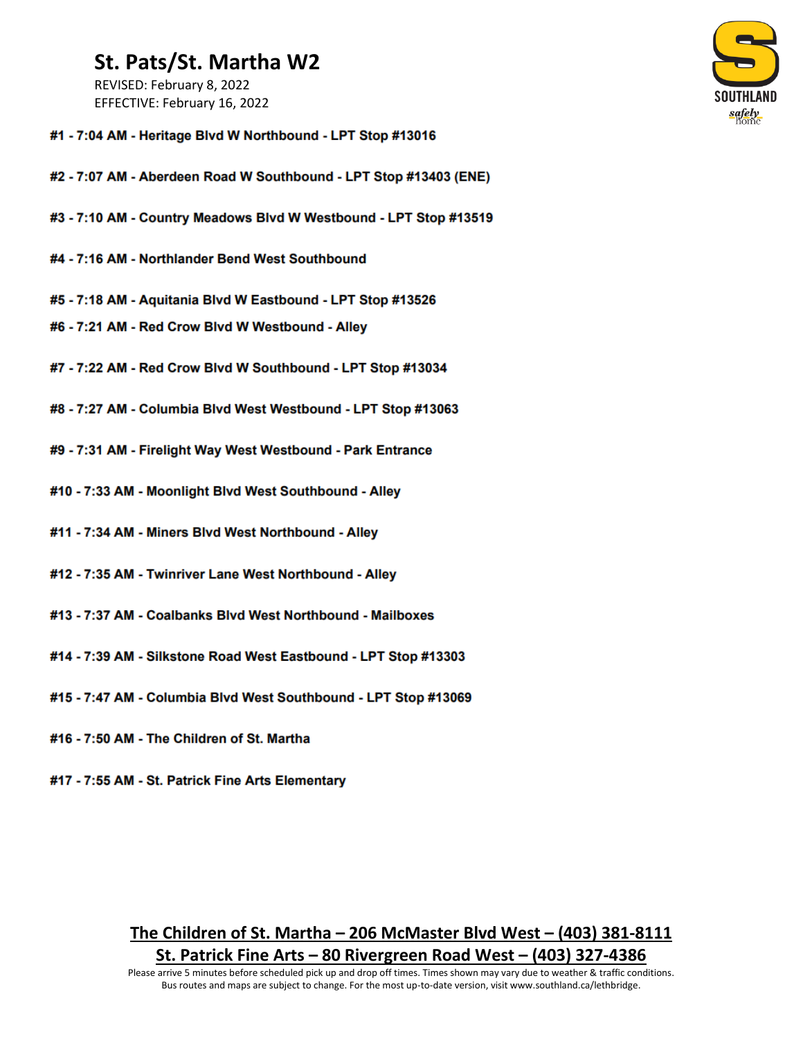# St. Pats/St. Martha W2

REVISED: February 8, 2022
EFFECTIVE: February 16, 2022

SOUTHLAND
*safely home*

**#1 - 7:04 AM - Heritage Blvd W Northbound - LPT Stop #13016**

**#2 - 7:07 AM - Aberdeen Road W Southbound - LPT Stop #13403 (ENE)**

**#3 - 7:10 AM - Country Meadows Blvd W Westbound - LPT Stop #13519**

**#4 - 7:16 AM - Northlander Bend West Southbound**

**#5 - 7:18 AM - Aquitania Blvd W Eastbound - LPT Stop #13526**

**#6 - 7:21 AM - Red Crow Blvd W Westbound - Alley**

**#7 - 7:22 AM - Red Crow Blvd W Southbound - LPT Stop #13034**

**#8 - 7:27 AM - Columbia Blvd West Westbound - LPT Stop #13063**

**#9 - 7:31 AM - Firelight Way West Westbound - Park Entrance**

**#10 - 7:33 AM - Moonlight Blvd West Southbound - Alley**

**#11 - 7:34 AM - Miners Blvd West Northbound - Alley**

**#12 - 7:35 AM - Twinriver Lane West Northbound - Alley**

**#13 - 7:37 AM - Coalbanks Blvd West Northbound - Mailboxes**

**#14 - 7:39 AM - Silkstone Road West Eastbound - LPT Stop #13303**

**#15 - 7:47 AM - Columbia Blvd West Southbound - LPT Stop #13069**

**#16 - 7:50 AM - The Children of St. Martha**

**#17 - 7:55 AM - St. Patrick Fine Arts Elementary**

**The Children of St. Martha – 206 McMaster Blvd West – (403) 381-8111**

**St. Patrick Fine Arts – 80 Rivergreen Road West – (403) 327-4386**

Please arrive 5 minutes before scheduled pick up and drop off times. Times shown may vary due to weather & traffic conditions. Bus routes and maps are subject to change. For the most up-to-date version, visit www.southland.ca/lethbridge.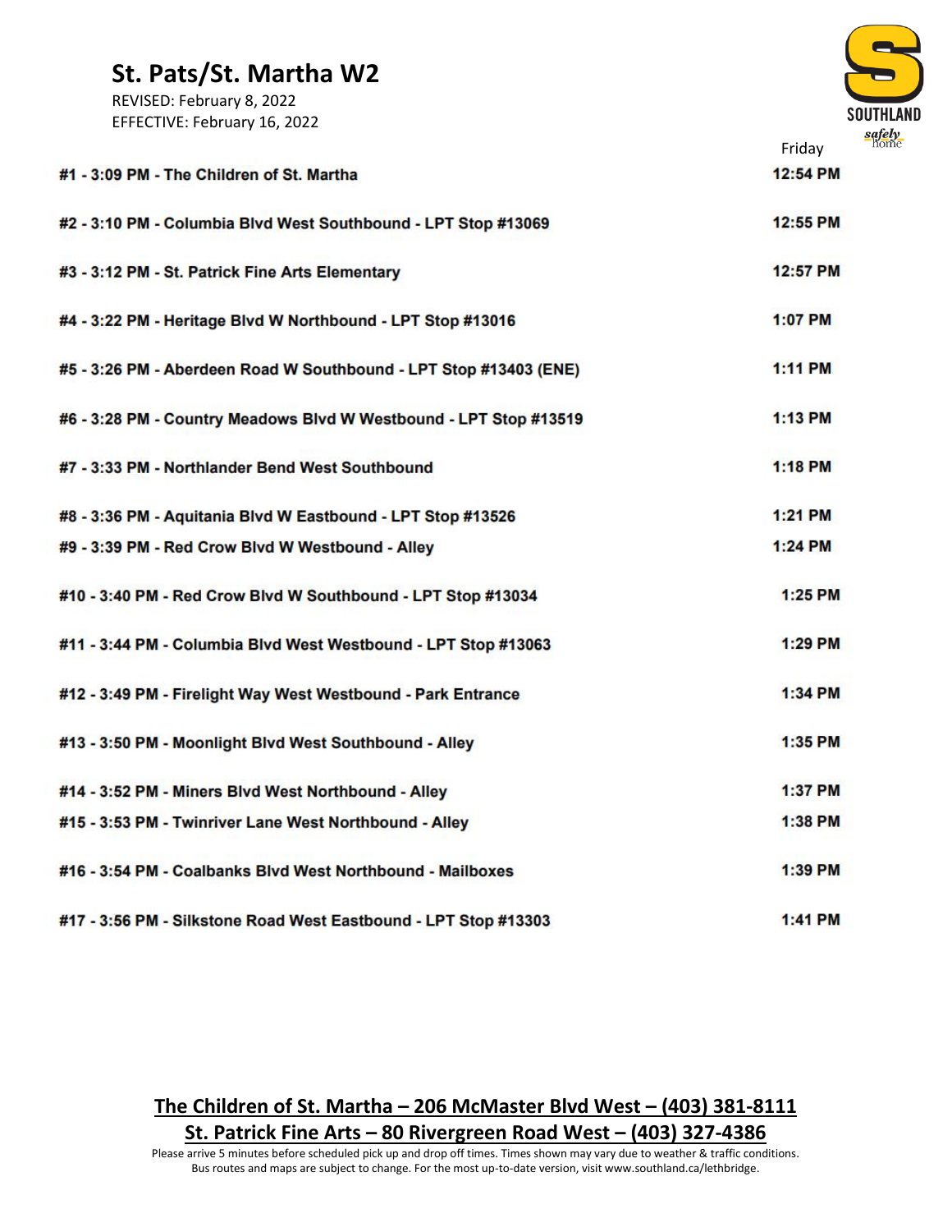# St. Pats/St. Martha W2

REVISED: February 8, 2022
EFFECTIVE: February 16, 2022

SOUTHLAND *safely home*

| | Friday |
|---|---|
| #1 - 3:09 PM - The Children of St. Martha | 12:54 PM |
| #2 - 3:10 PM - Columbia Blvd West Southbound - LPT Stop #13069 | 12:55 PM |
| #3 - 3:12 PM - St. Patrick Fine Arts Elementary | 12:57 PM |
| #4 - 3:22 PM - Heritage Blvd W Northbound - LPT Stop #13016 | 1:07 PM |
| #5 - 3:26 PM - Aberdeen Road W Southbound - LPT Stop #13403 (ENE) | 1:11 PM |
| #6 - 3:28 PM - Country Meadows Blvd W Westbound - LPT Stop #13519 | 1:13 PM |
| #7 - 3:33 PM - Northlander Bend West Southbound | 1:18 PM |
| #8 - 3:36 PM - Aquitania Blvd W Eastbound - LPT Stop #13526 | 1:21 PM |
| #9 - 3:39 PM - Red Crow Blvd W Westbound - Alley | 1:24 PM |
| #10 - 3:40 PM - Red Crow Blvd W Southbound - LPT Stop #13034 | 1:25 PM |
| #11 - 3:44 PM - Columbia Blvd West Westbound - LPT Stop #13063 | 1:29 PM |
| #12 - 3:49 PM - Firelight Way West Westbound - Park Entrance | 1:34 PM |
| #13 - 3:50 PM - Moonlight Blvd West Southbound - Alley | 1:35 PM |
| #14 - 3:52 PM - Miners Blvd West Northbound - Alley | 1:37 PM |
| #15 - 3:53 PM - Twinriver Lane West Northbound - Alley | 1:38 PM |
| #16 - 3:54 PM - Coalbanks Blvd West Northbound - Mailboxes | 1:39 PM |
| #17 - 3:56 PM - Silkstone Road West Eastbound - LPT Stop #13303 | 1:41 PM |

**The Children of St. Martha – 206 McMaster Blvd West – (403) 381-8111**

**St. Patrick Fine Arts – 80 Rivergreen Road West – (403) 327-4386**

Please arrive 5 minutes before scheduled pick up and drop off times. Times shown may vary due to weather & traffic conditions.
Bus routes and maps are subject to change. For the most up-to-date version, visit www.southland.ca/lethbridge.